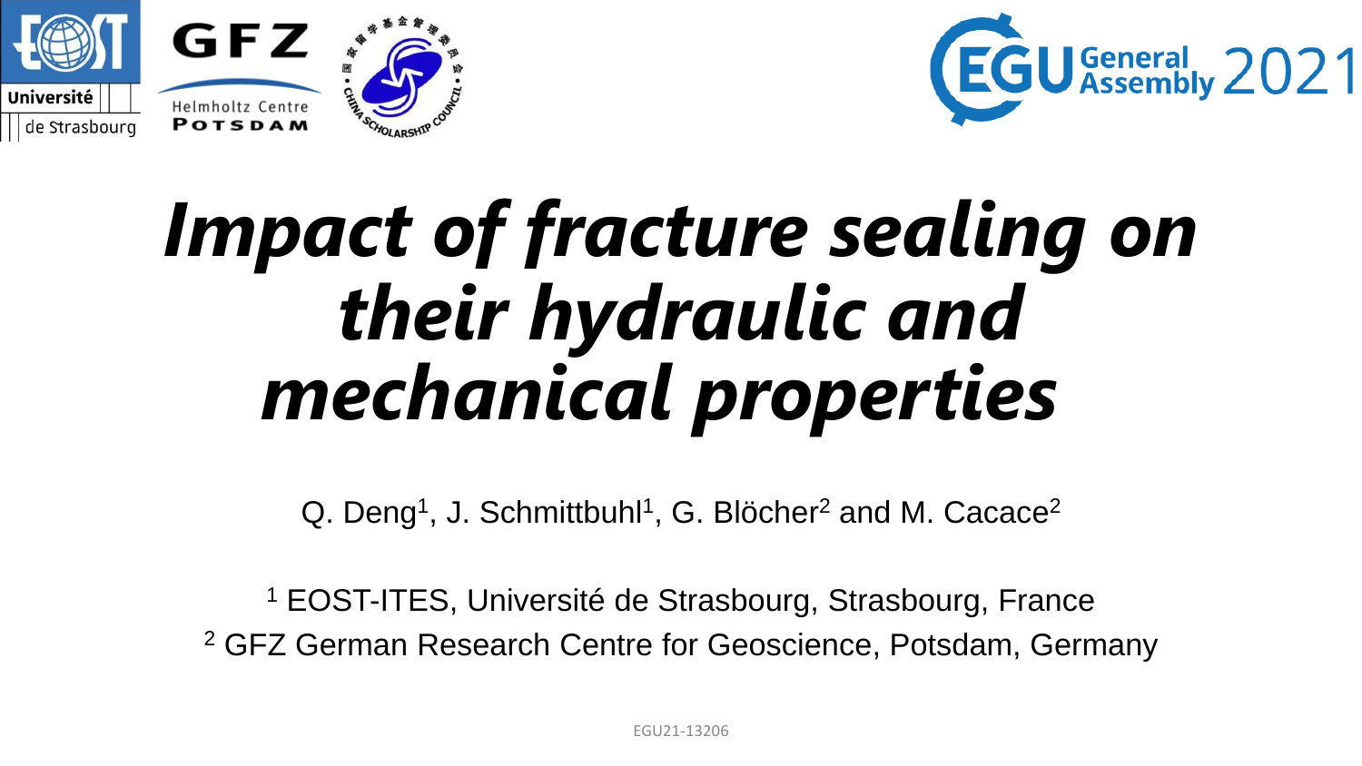# *Impact of fracture sealing on their hydraulic and mechanical properties*

Q. Deng[1], J. Schmittbuhl[1], G. Blöcher[2] and M. Cacace[2]

[1] EOST-ITES, Université de Strasbourg, Strasbourg, France
[2] GFZ German Research Centre for Geoscience, Potsdam, Germany

EGU21-13206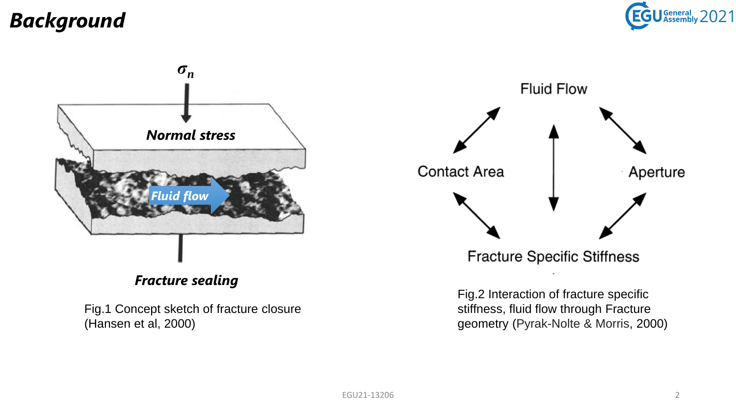# Background

$\sigma_n$

***Normal stress***

***Fluid flow***

***Fracture sealing***

Fig.1 Concept sketch of fracture closure (Hansen et al, 2000)

Fluid Flow

Contact Area

Aperture

Fracture Specific Stiffness

Fig.2 Interaction of fracture specific stiffness, fluid flow through Fracture geometry (Pyrak-Nolte & Morris, 2000)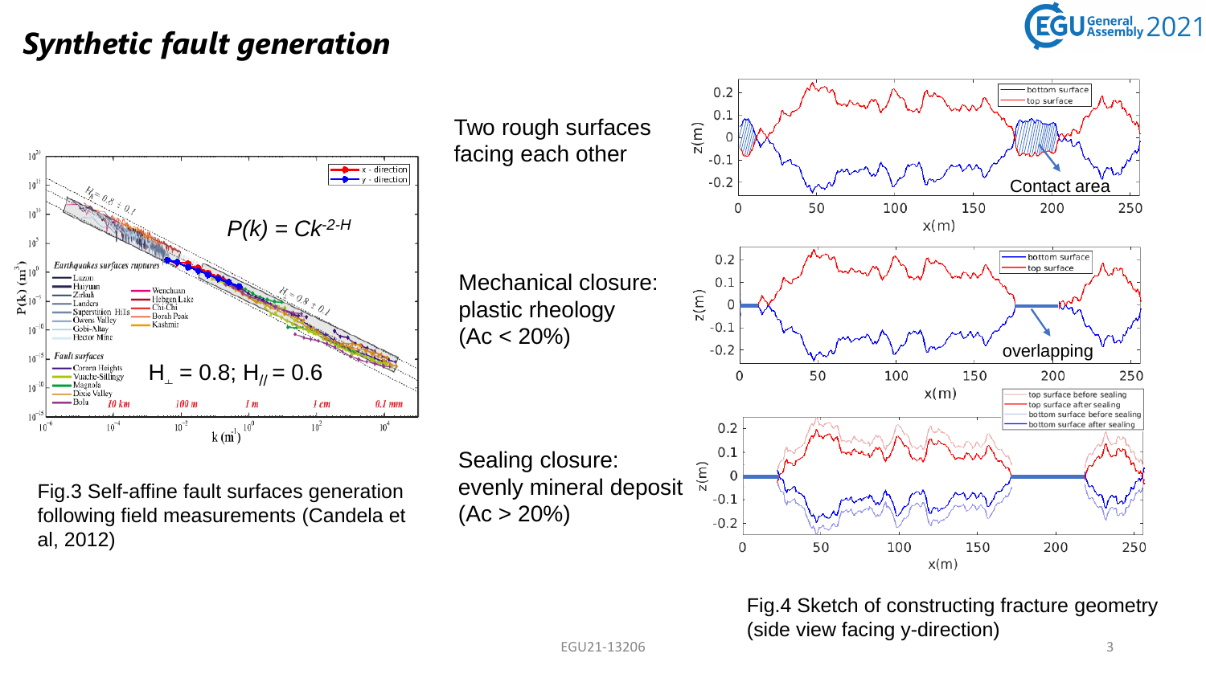# Synthetic fault generation

$P(k) = Ck^{-2-H}$

$H_{\perp} = 0.8;\ H_{//} = 0.6$

Fig.3 Self-affine fault surfaces generation following field measurements (Candela et al, 2012)

Two rough surfaces facing each other

Contact area

Mechanical closure: plastic rheology ($Ac < 20\%$)

overlapping

Sealing closure: evenly mineral deposit ($Ac > 20\%$)

Fig.4 Sketch of constructing fracture geometry (side view facing y-direction)

EGU21-13206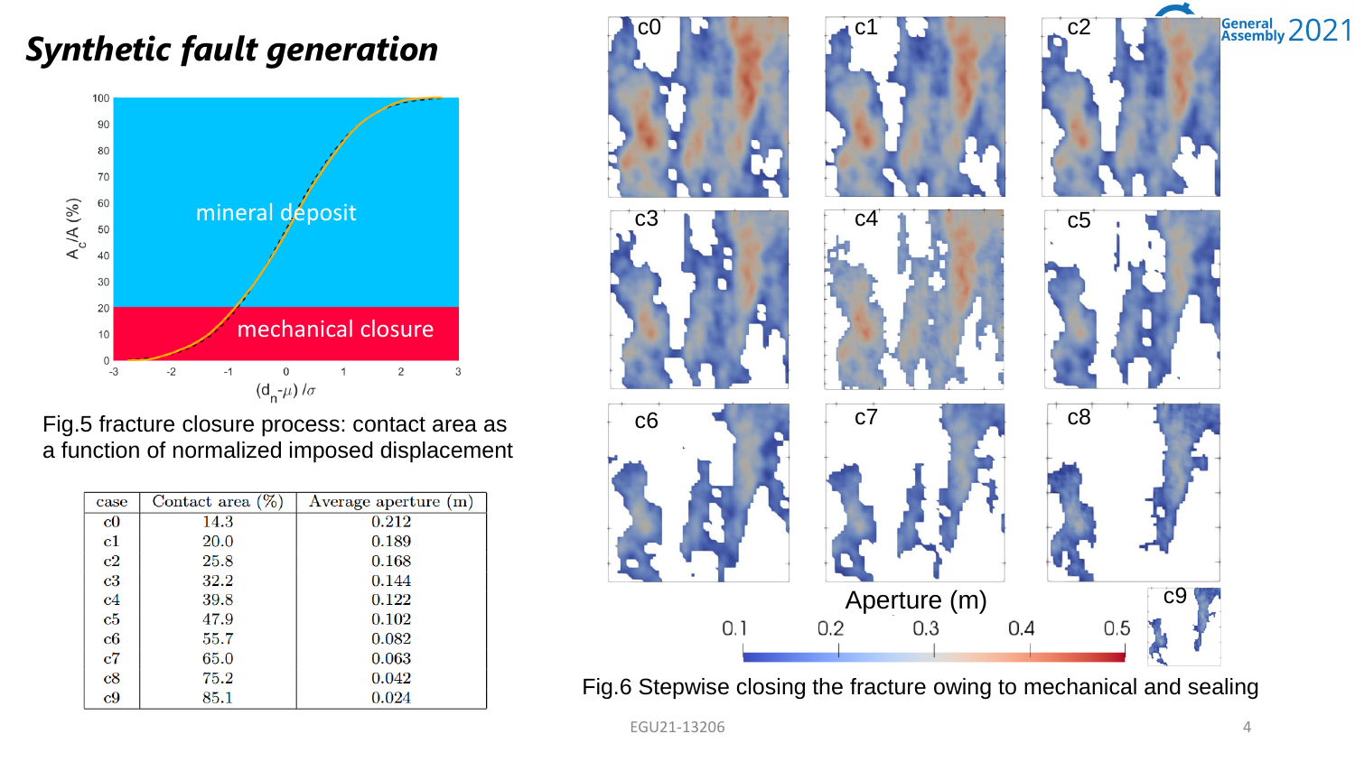# *Synthetic fault generation*

Fig.5 fracture closure process: contact area as a function of normalized imposed displacement

| case | Contact area (%) | Average aperture (m) |
|---|---|---|
| c0 | 14.3 | 0.212 |
| c1 | 20.0 | 0.189 |
| c2 | 25.8 | 0.168 |
| c3 | 32.2 | 0.144 |
| c4 | 39.8 | 0.122 |
| c5 | 47.9 | 0.102 |
| c6 | 55.7 | 0.082 |
| c7 | 65.0 | 0.063 |
| c8 | 75.2 | 0.042 |
| c9 | 85.1 | 0.024 |

Fig.6 Stepwise closing the fracture owing to mechanical and sealing

EGU21-13206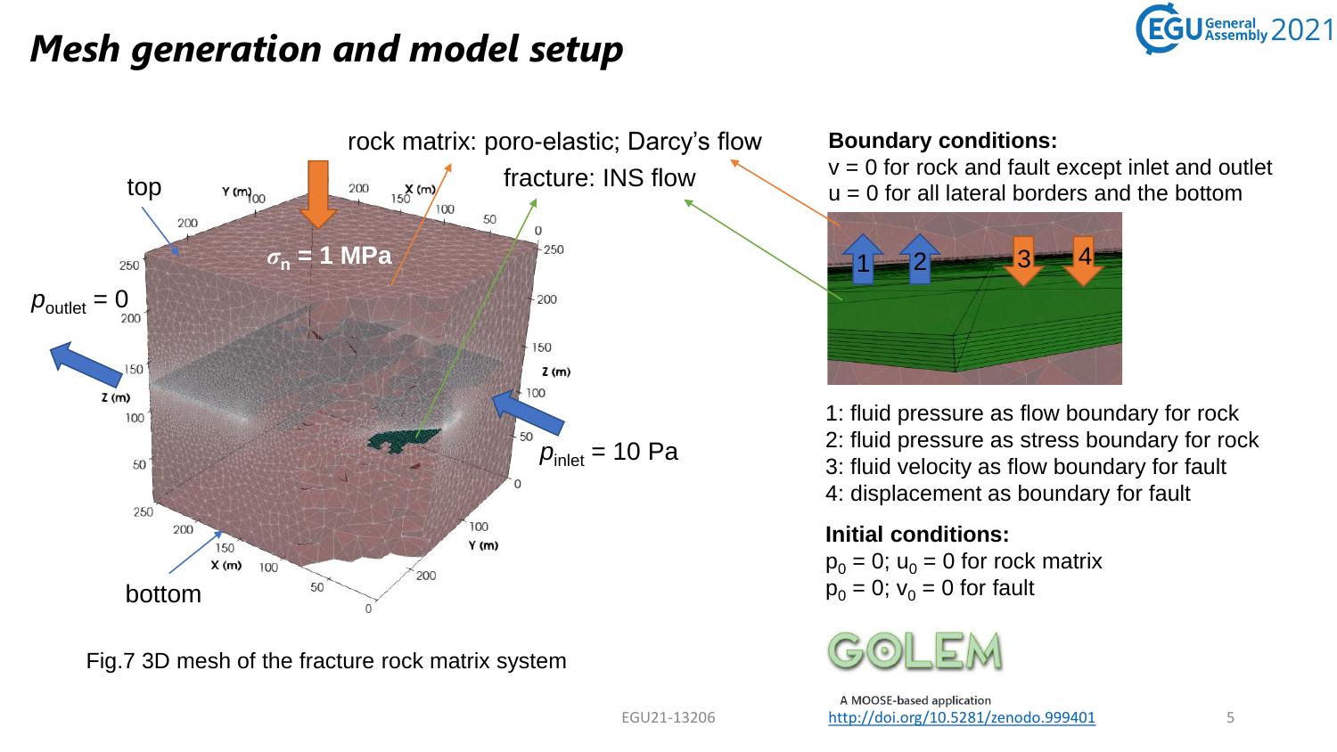# *Mesh generation and model setup*

rock matrix: poro-elastic; Darcy's flow

fracture: INS flow

top

$\sigma_n$ = 1 MPa

$p_{outlet}$ = 0

$p_{inlet}$ = 10 Pa

bottom

Fig.7 3D mesh of the fracture rock matrix system

**Boundary conditions:**

v = 0 for rock and fault except inlet and outlet

u = 0 for all lateral borders and the bottom

1: fluid pressure as flow boundary for rock
2: fluid pressure as stress boundary for rock
3: fluid velocity as flow boundary for fault
4: displacement as boundary for fault

**Initial conditions:**

$p_0 = 0$; $u_0 = 0$ for rock matrix

$p_0 = 0$; $v_0 = 0$ for fault

GOLEM

A MOOSE-based application

http://doi.org/10.5281/zenodo.999401

EGU21-13206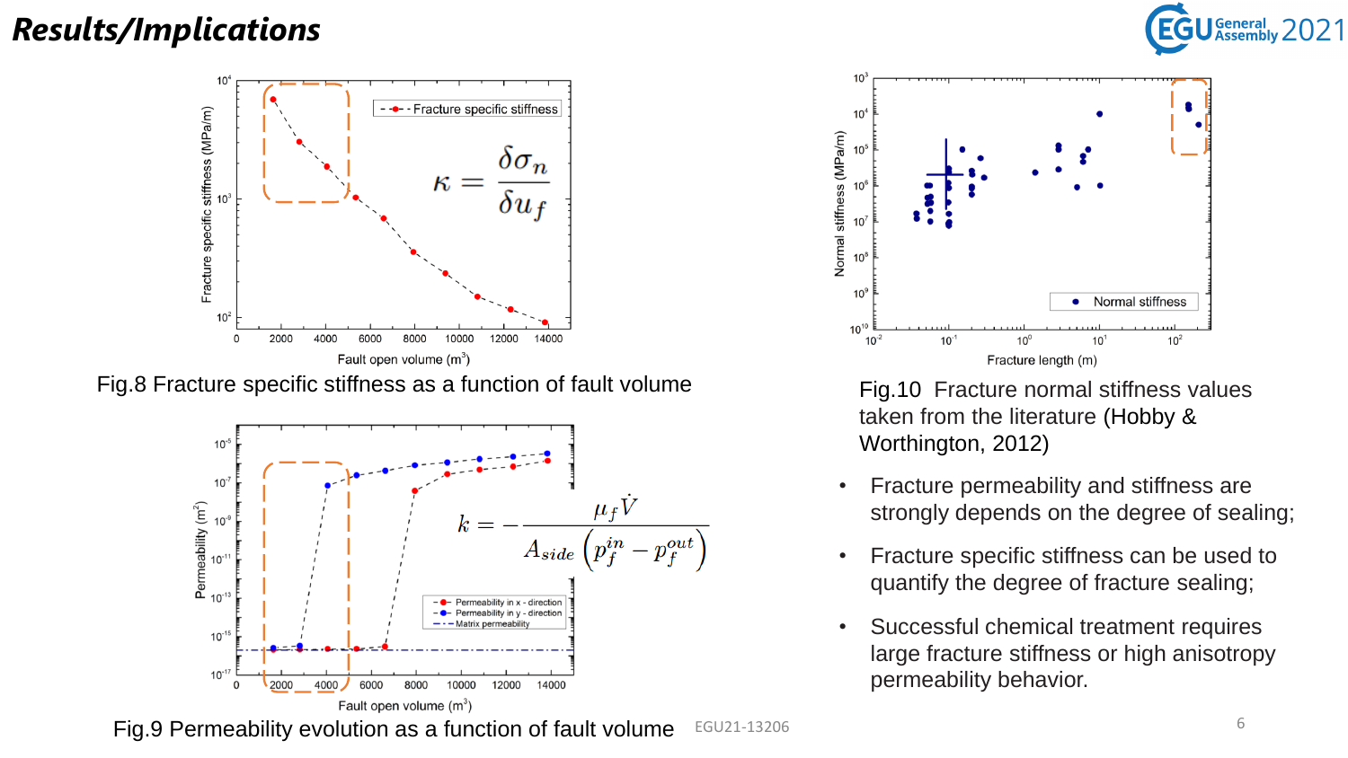# *Results/Implications*

$$\kappa = \frac{\delta \sigma_n}{\delta u_f}$$

Fig.8 Fracture specific stiffness as a function of fault volume

$$k = -\frac{\mu_f \dot{V}}{A_{side}\left(p_f^{in} - p_f^{out}\right)}$$

Fig.9 Permeability evolution as a function of fault volume

Fig.10 Fracture normal stiffness values taken from the literature (Hobby & Worthington, 2012)

- Fracture permeability and stiffness are strongly depends on the degree of sealing;
- Fracture specific stiffness can be used to quantify the degree of fracture sealing;
- Successful chemical treatment requires large fracture stiffness or high anisotropy permeability behavior.

EGU21-13206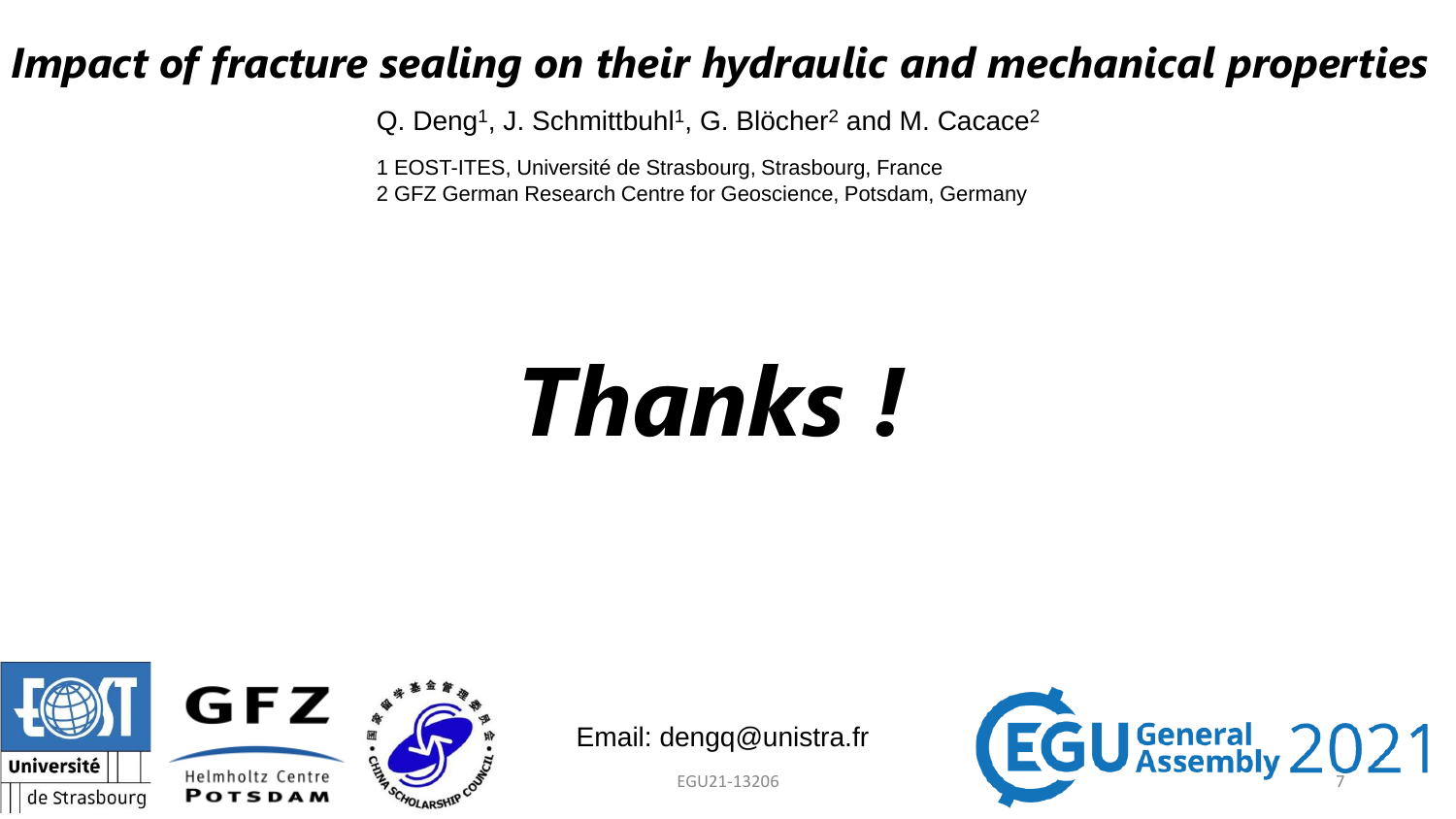# *Impact of fracture sealing on their hydraulic and mechanical properties*

Q. Deng[1], J. Schmittbuhl[1], G. Blöcher[2] and M. Cacace[2]

1 EOST-ITES, Université de Strasbourg, Strasbourg, France
2 GFZ German Research Centre for Geoscience, Potsdam, Germany

# *Thanks !*

Email: dengq@unistra.fr

EGU21-13206